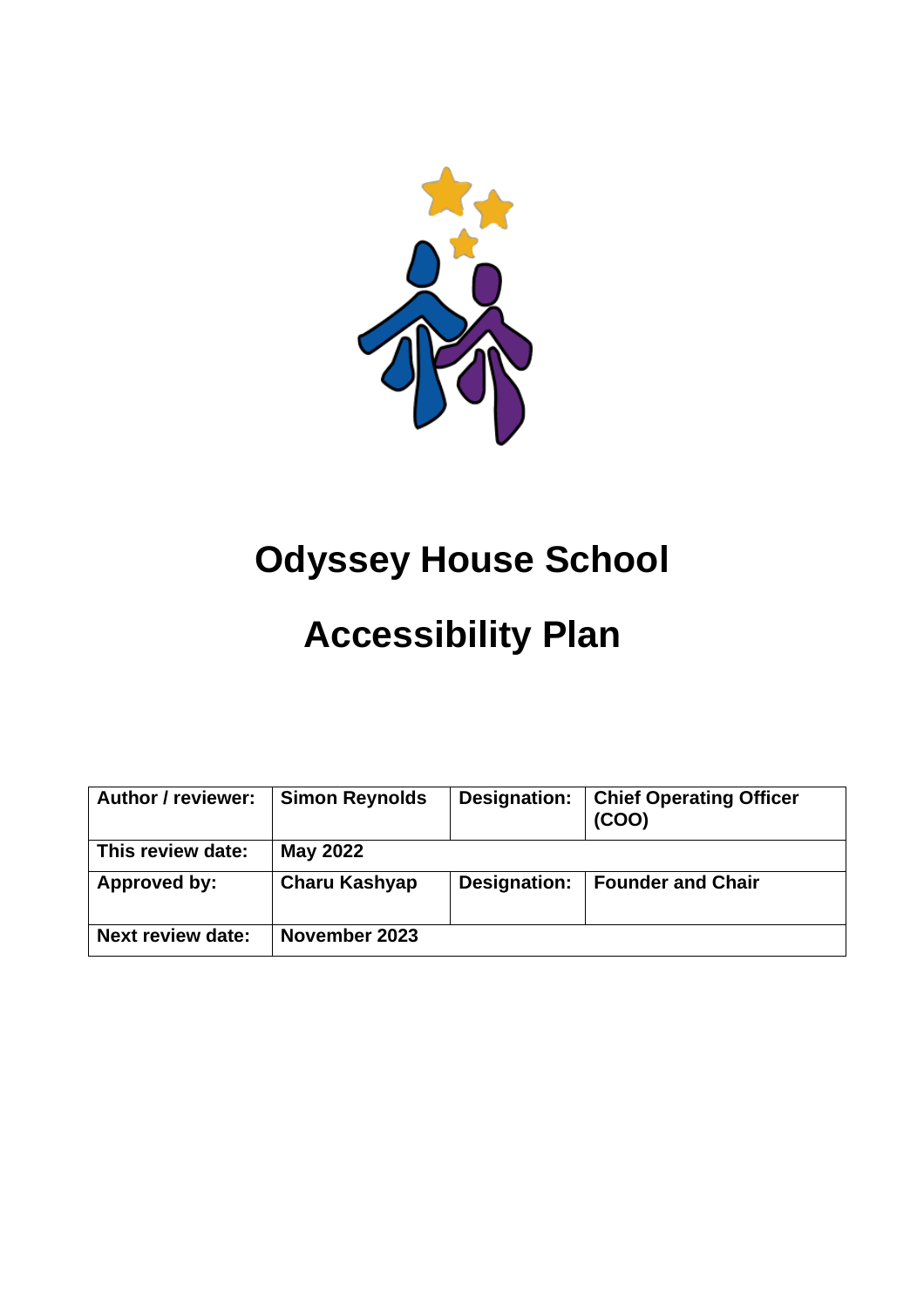# Odyssey House School

# Accessibility Plan

| **Author / reviewer:** | **Simon Reynolds** | **Designation:** | **Chief Operating Officer (COO)** |
|---|---|---|---|
| **This review date:** | **May 2022** | | |
| **Approved by:** | **Charu Kashyap** | **Designation:** | **Founder and Chair** |
| **Next review date:** | **November 2023** | | |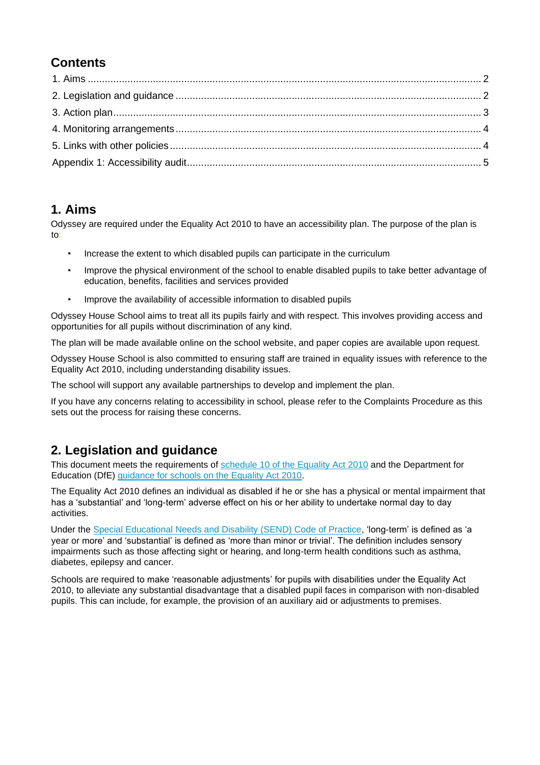## Contents

1. Aims ........................................................................................................................................ 2
2. Legislation and guidance ........................................................................................................ 2
3. Action plan................................................................................................................................ 3
4. Monitoring arrangements ........................................................................................................ 4
5. Links with other policies .......................................................................................................... 4

Appendix 1: Accessibility audit..................................................................................................... 5

## 1. Aims

Odyssey are required under the Equality Act 2010 to have an accessibility plan. The purpose of the plan is to:

- Increase the extent to which disabled pupils can participate in the curriculum
- Improve the physical environment of the school to enable disabled pupils to take better advantage of education, benefits, facilities and services provided
- Improve the availability of accessible information to disabled pupils

Odyssey House School aims to treat all its pupils fairly and with respect. This involves providing access and opportunities for all pupils without discrimination of any kind.

The plan will be made available online on the school website, and paper copies are available upon request.

Odyssey House School is also committed to ensuring staff are trained in equality issues with reference to the Equality Act 2010, including understanding disability issues.

The school will support any available partnerships to develop and implement the plan.

If you have any concerns relating to accessibility in school, please refer to the Complaints Procedure as this sets out the process for raising these concerns.

## 2. Legislation and guidance

This document meets the requirements of schedule 10 of the Equality Act 2010 and the Department for Education (DfE) guidance for schools on the Equality Act 2010.

The Equality Act 2010 defines an individual as disabled if he or she has a physical or mental impairment that has a 'substantial' and 'long-term' adverse effect on his or her ability to undertake normal day to day activities.

Under the Special Educational Needs and Disability (SEND) Code of Practice, 'long-term' is defined as 'a year or more' and 'substantial' is defined as 'more than minor or trivial'. The definition includes sensory impairments such as those affecting sight or hearing, and long-term health conditions such as asthma, diabetes, epilepsy and cancer.

Schools are required to make 'reasonable adjustments' for pupils with disabilities under the Equality Act 2010, to alleviate any substantial disadvantage that a disabled pupil faces in comparison with non-disabled pupils. This can include, for example, the provision of an auxiliary aid or adjustments to premises.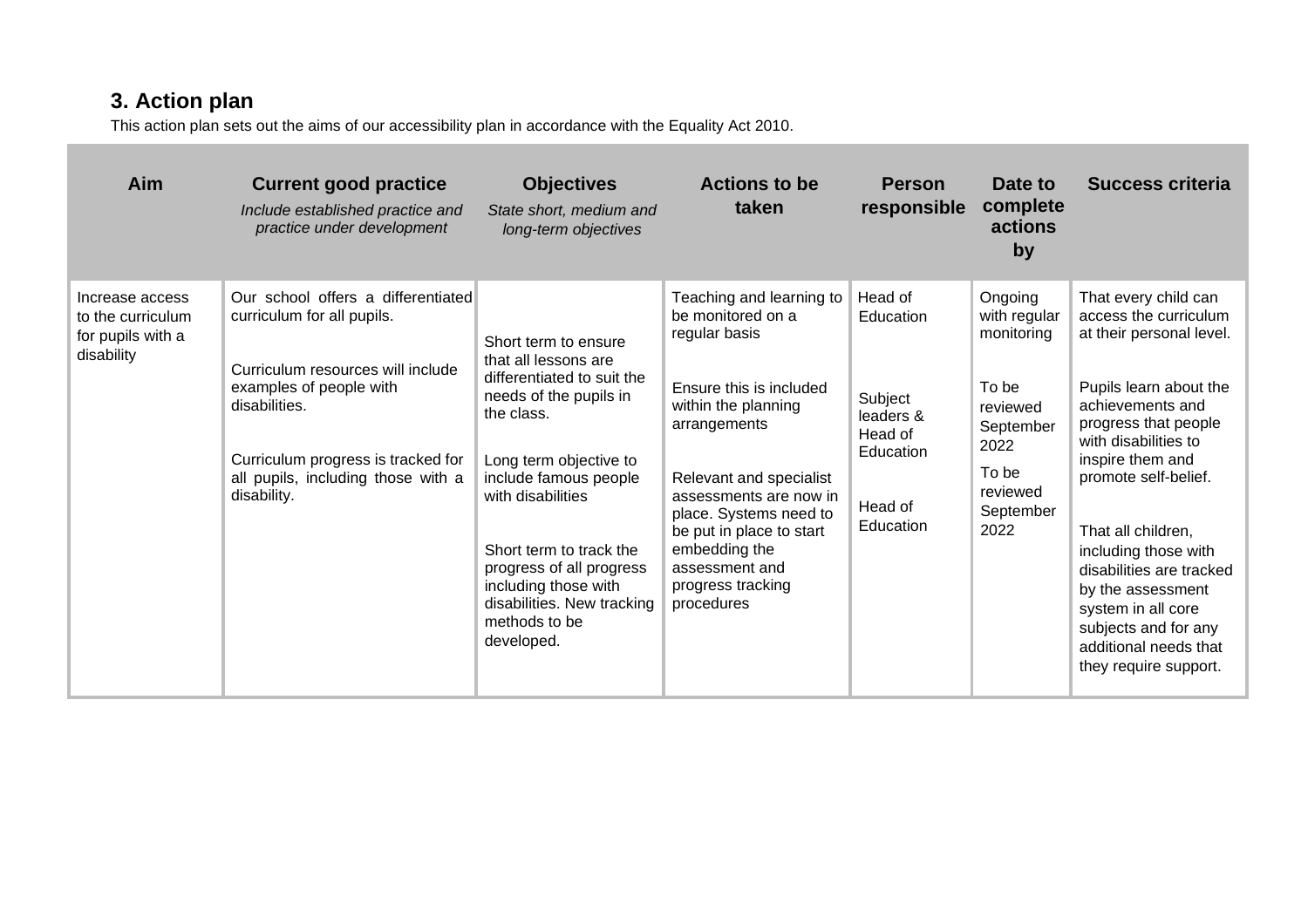## 3. Action plan

This action plan sets out the aims of our accessibility plan in accordance with the Equality Act 2010.

| Aim | Current good practice<br>*Include established practice and practice under development* | Objectives<br>*State short, medium and long-term objectives* | Actions to be taken | Person responsible | Date to complete actions by | Success criteria |
|---|---|---|---|---|---|---|
| Increase access to the curriculum for pupils with a disability | Our school offers a differentiated curriculum for all pupils.<br><br>Curriculum resources will include examples of people with disabilities.<br><br>Curriculum progress is tracked for all pupils, including those with a disability. | Short term to ensure that all lessons are differentiated to suit the needs of the pupils in the class.<br><br>Long term objective to include famous people with disabilities<br><br>Short term to track the progress of all progress including those with disabilities. New tracking methods to be developed. | Teaching and learning to be monitored on a regular basis<br><br>Ensure this is included within the planning arrangements<br><br>Relevant and specialist assessments are now in place. Systems need to be put in place to start embedding the assessment and progress tracking procedures | Head of Education<br><br>Subject leaders & Head of Education<br><br>Head of Education | Ongoing with regular monitoring<br><br>To be reviewed September 2022<br><br>To be reviewed September 2022 | That every child can access the curriculum at their personal level.<br><br>Pupils learn about the achievements and progress that people with disabilities to inspire them and promote self-belief.<br><br>That all children, including those with disabilities are tracked by the assessment system in all core subjects and for any additional needs that they require support. |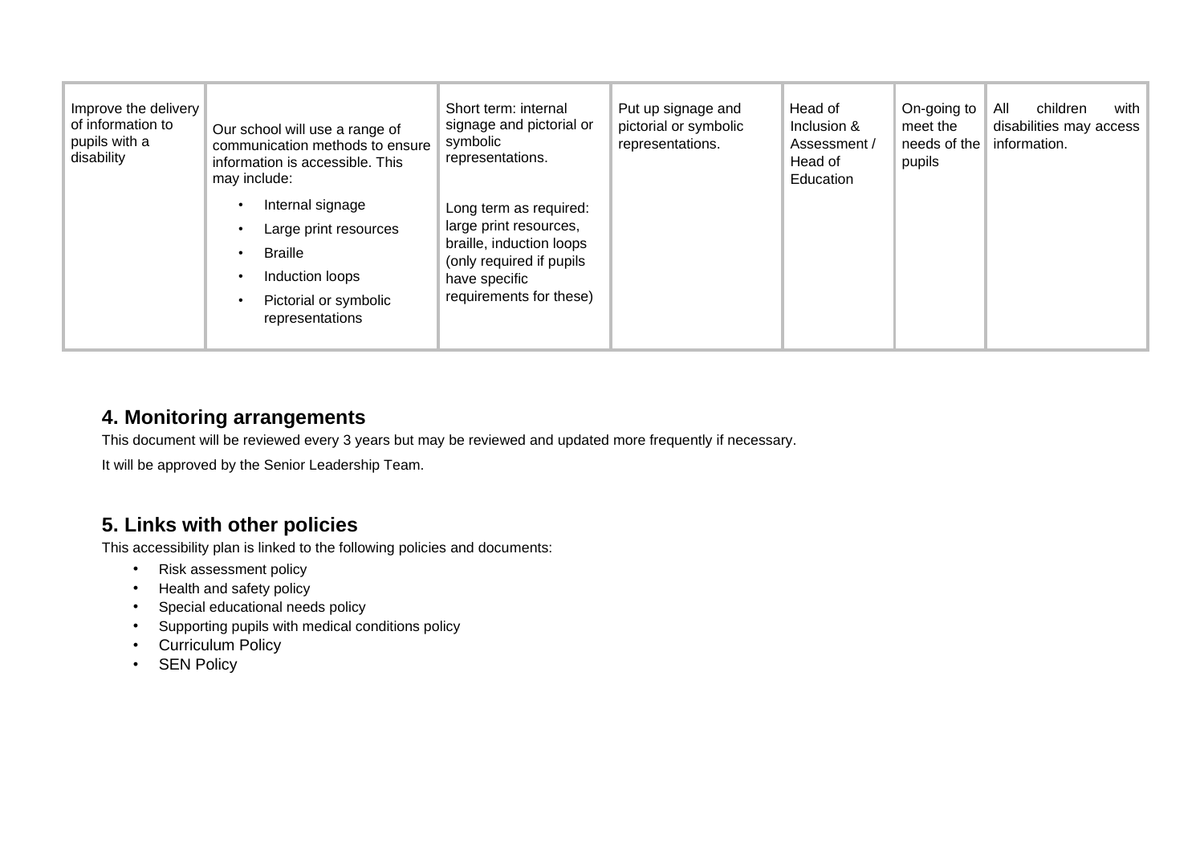| Improve the delivery of information to pupils with a disability | Our school will use a range of communication methods to ensure information is accessible. This may include:<br>• Internal signage<br>• Large print resources<br>• Braille<br>• Induction loops<br>• Pictorial or symbolic representations | Short term: internal signage and pictorial or symbolic representations.<br><br>Long term as required: large print resources, braille, induction loops (only required if pupils have specific requirements for these) | Put up signage and pictorial or symbolic representations. | Head of Inclusion & Assessment / Head of Education | On-going to meet the needs of the pupils | All children with disabilities may access information. |
|---|---|---|---|---|---|---|

## 4. Monitoring arrangements

This document will be reviewed every 3 years but may be reviewed and updated more frequently if necessary.

It will be approved by the Senior Leadership Team.

## 5. Links with other policies

This accessibility plan is linked to the following policies and documents:

- Risk assessment policy
- Health and safety policy
- Special educational needs policy
- Supporting pupils with medical conditions policy
- Curriculum Policy
- SEN Policy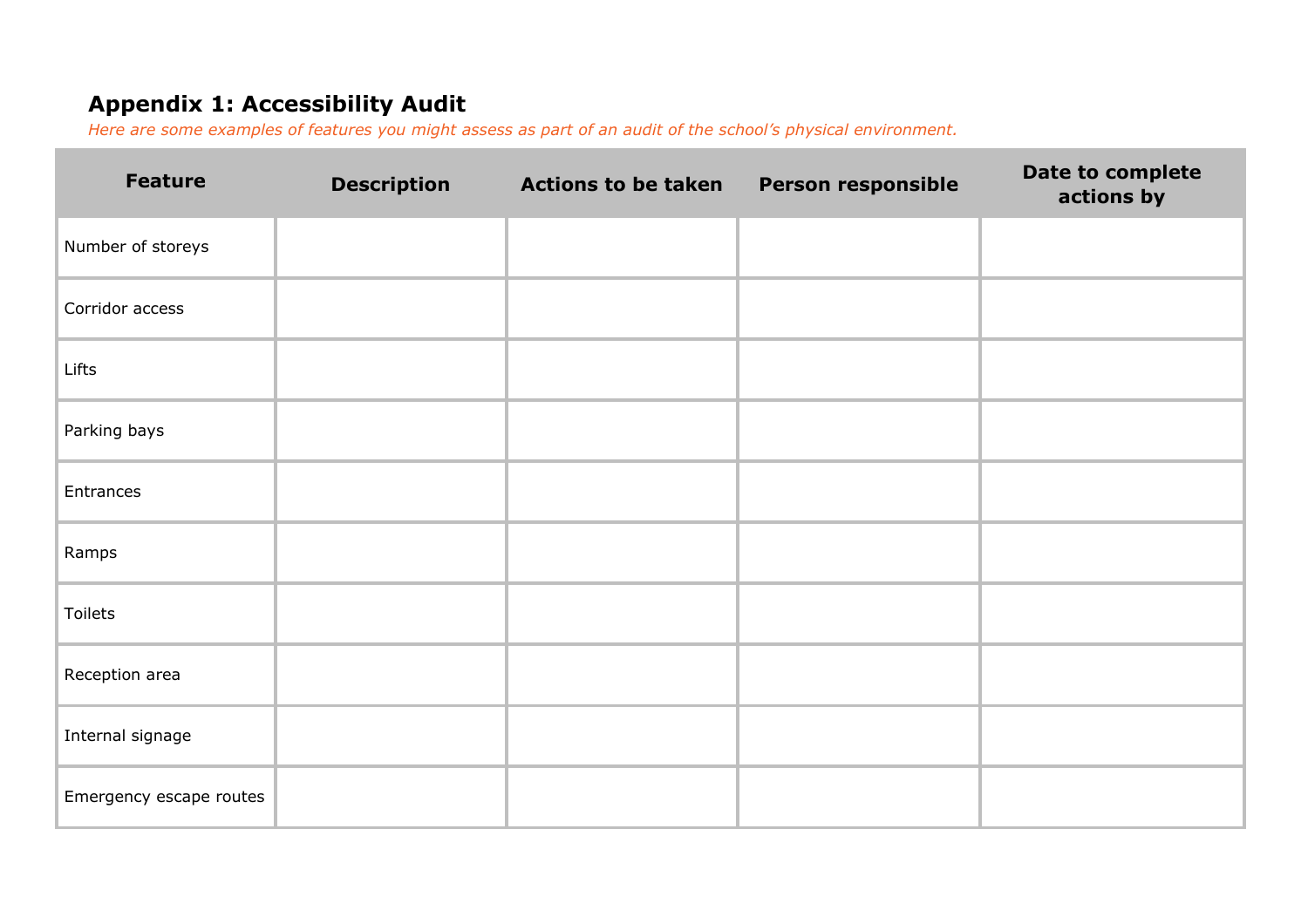## Appendix 1: Accessibility Audit

*Here are some examples of features you might assess as part of an audit of the school's physical environment.*

| Feature | Description | Actions to be taken | Person responsible | Date to complete actions by |
|---|---|---|---|---|
| Number of storeys | | | | |
| Corridor access | | | | |
| Lifts | | | | |
| Parking bays | | | | |
| Entrances | | | | |
| Ramps | | | | |
| Toilets | | | | |
| Reception area | | | | |
| Internal signage | | | | |
| Emergency escape routes | | | | |